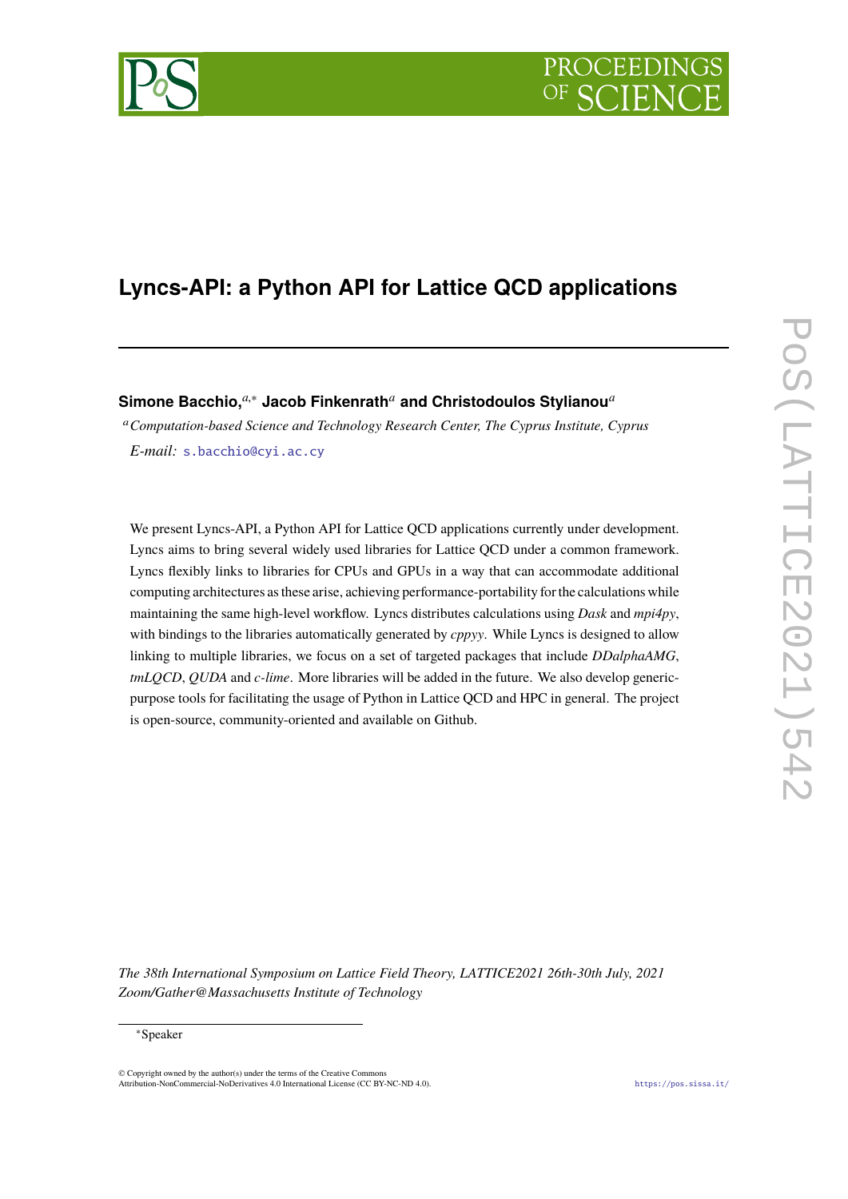# Lyncs-API: a Python API for Lattice QCD applications

**Simone Bacchio,**[a,*] **Jacob Finkenrath**[a] **and Christodoulos Stylianou**[a]

[a] *Computation-based Science and Technology Research Center, The Cyprus Institute, Cyprus*

*E-mail:* s.bacchio@cyi.ac.cy

We present Lyncs-API, a Python API for Lattice QCD applications currently under development. Lyncs aims to bring several widely used libraries for Lattice QCD under a common framework. Lyncs flexibly links to libraries for CPUs and GPUs in a way that can accommodate additional computing architectures as these arise, achieving performance-portability for the calculations while maintaining the same high-level workflow. Lyncs distributes calculations using *Dask* and *mpi4py*, with bindings to the libraries automatically generated by *cppyy*. While Lyncs is designed to allow linking to multiple libraries, we focus on a set of targeted packages that include *DDalphaAMG*, *tmLQCD*, *QUDA* and *c-lime*. More libraries will be added in the future. We also develop generic-purpose tools for facilitating the usage of Python in Lattice QCD and HPC in general. The project is open-source, community-oriented and available on Github.

*The 38th International Symposium on Lattice Field Theory, LATTICE2021 26th-30th July, 2021*
*Zoom/Gather@Massachusetts Institute of Technology*

*Speaker

© Copyright owned by the author(s) under the terms of the Creative Commons Attribution-NonCommercial-NoDerivatives 4.0 International License (CC BY-NC-ND 4.0).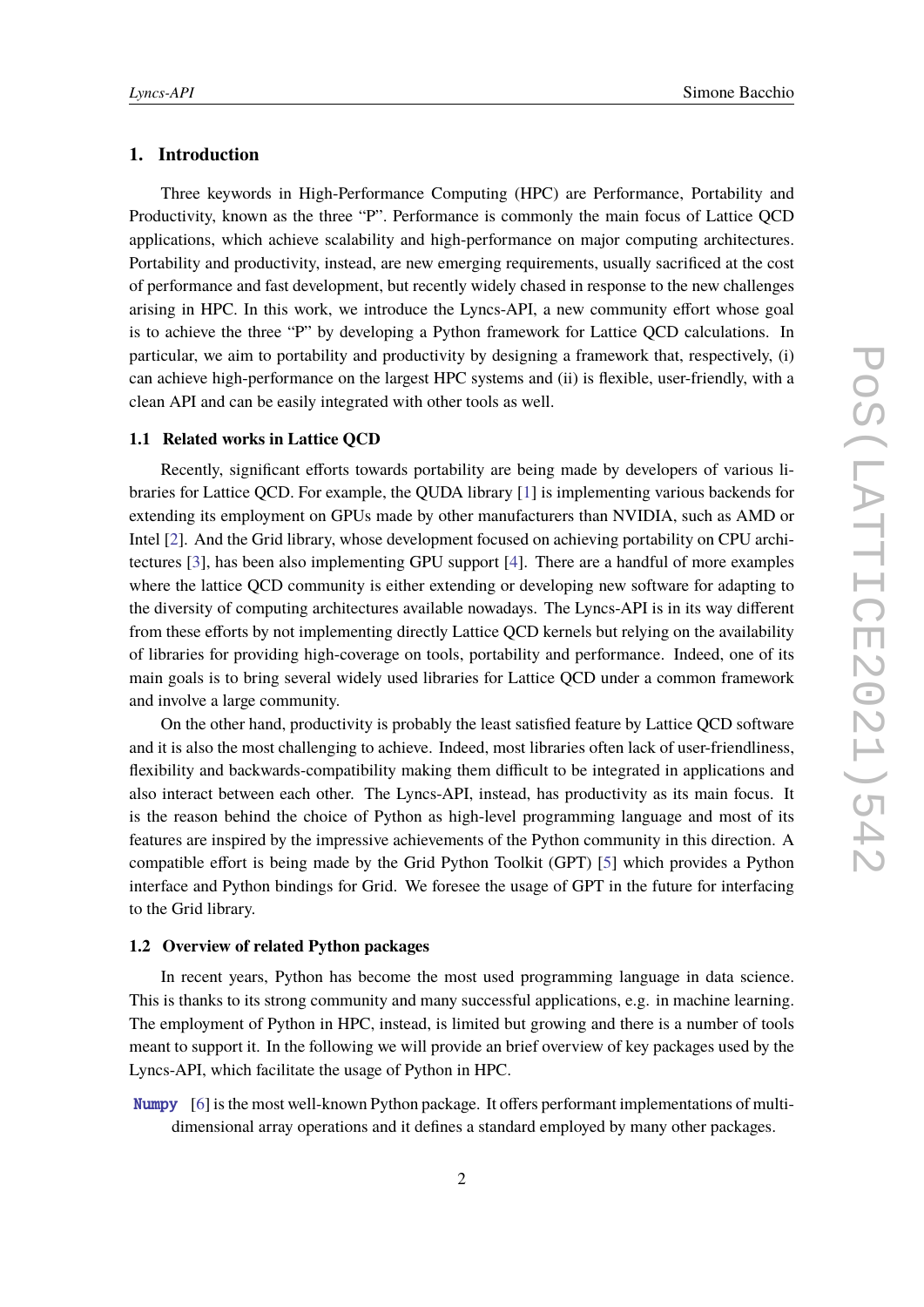## 1. Introduction

Three keywords in High-Performance Computing (HPC) are Performance, Portability and Productivity, known as the three "P". Performance is commonly the main focus of Lattice QCD applications, which achieve scalability and high-performance on major computing architectures. Portability and productivity, instead, are new emerging requirements, usually sacrificed at the cost of performance and fast development, but recently widely chased in response to the new challenges arising in HPC. In this work, we introduce the Lyncs-API, a new community effort whose goal is to achieve the three "P" by developing a Python framework for Lattice QCD calculations. In particular, we aim to portability and productivity by designing a framework that, respectively, (i) can achieve high-performance on the largest HPC systems and (ii) is flexible, user-friendly, with a clean API and can be easily integrated with other tools as well.

### 1.1 Related works in Lattice QCD

Recently, significant efforts towards portability are being made by developers of various libraries for Lattice QCD. For example, the QUDA library [1] is implementing various backends for extending its employment on GPUs made by other manufacturers than NVIDIA, such as AMD or Intel [2]. And the Grid library, whose development focused on achieving portability on CPU architectures [3], has been also implementing GPU support [4]. There are a handful of more examples where the lattice QCD community is either extending or developing new software for adapting to the diversity of computing architectures available nowadays. The Lyncs-API is in its way different from these efforts by not implementing directly Lattice QCD kernels but relying on the availability of libraries for providing high-coverage on tools, portability and performance. Indeed, one of its main goals is to bring several widely used libraries for Lattice QCD under a common framework and involve a large community.

On the other hand, productivity is probably the least satisfied feature by Lattice QCD software and it is also the most challenging to achieve. Indeed, most libraries often lack of user-friendliness, flexibility and backwards-compatibility making them difficult to be integrated in applications and also interact between each other. The Lyncs-API, instead, has productivity as its main focus. It is the reason behind the choice of Python as high-level programming language and most of its features are inspired by the impressive achievements of the Python community in this direction. A compatible effort is being made by the Grid Python Toolkit (GPT) [5] which provides a Python interface and Python bindings for Grid. We foresee the usage of GPT in the future for interfacing to the Grid library.

### 1.2 Overview of related Python packages

In recent years, Python has become the most used programming language in data science. This is thanks to its strong community and many successful applications, e.g. in machine learning. The employment of Python in HPC, instead, is limited but growing and there is a number of tools meant to support it. In the following we will provide an brief overview of key packages used by the Lyncs-API, which facilitate the usage of Python in HPC.

**Numpy** [6] is the most well-known Python package. It offers performant implementations of multi-dimensional array operations and it defines a standard employed by many other packages.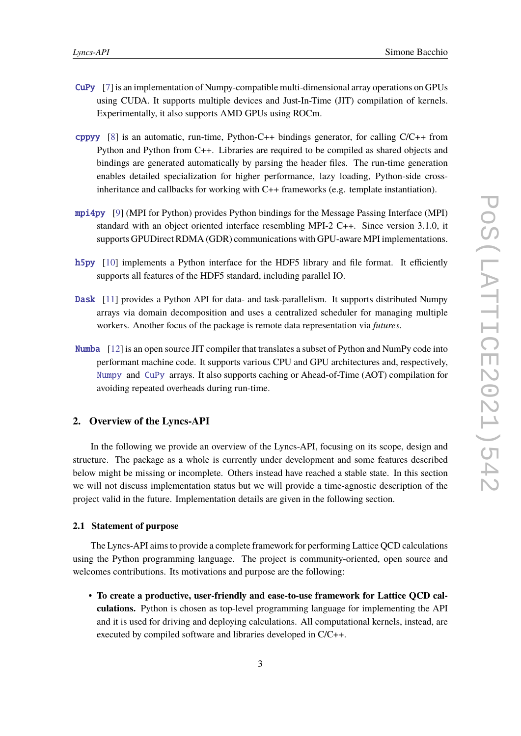**CuPy** [7] is an implementation of Numpy-compatible multi-dimensional array operations on GPUs using CUDA. It supports multiple devices and Just-In-Time (JIT) compilation of kernels. Experimentally, it also supports AMD GPUs using ROCm.

**cppyy** [8] is an automatic, run-time, Python-C++ bindings generator, for calling C/C++ from Python and Python from C++. Libraries are required to be compiled as shared objects and bindings are generated automatically by parsing the header files. The run-time generation enables detailed specialization for higher performance, lazy loading, Python-side cross-inheritance and callbacks for working with C++ frameworks (e.g. template instantiation).

**mpi4py** [9] (MPI for Python) provides Python bindings for the Message Passing Interface (MPI) standard with an object oriented interface resembling MPI-2 C++. Since version 3.1.0, it supports GPUDirect RDMA (GDR) communications with GPU-aware MPI implementations.

**h5py** [10] implements a Python interface for the HDF5 library and file format. It efficiently supports all features of the HDF5 standard, including parallel IO.

**Dask** [11] provides a Python API for data- and task-parallelism. It supports distributed Numpy arrays via domain decomposition and uses a centralized scheduler for managing multiple workers. Another focus of the package is remote data representation via *futures*.

**Numba** [12] is an open source JIT compiler that translates a subset of Python and NumPy code into performant machine code. It supports various CPU and GPU architectures and, respectively, Numpy and CuPy arrays. It also supports caching or Ahead-of-Time (AOT) compilation for avoiding repeated overheads during run-time.

## 2. Overview of the Lyncs-API

In the following we provide an overview of the Lyncs-API, focusing on its scope, design and structure. The package as a whole is currently under development and some features described below might be missing or incomplete. Others instead have reached a stable state. In this section we will not discuss implementation status but we will provide a time-agnostic description of the project valid in the future. Implementation details are given in the following section.

### 2.1 Statement of purpose

The Lyncs-API aims to provide a complete framework for performing Lattice QCD calculations using the Python programming language. The project is community-oriented, open source and welcomes contributions. Its motivations and purpose are the following:

- **To create a productive, user-friendly and ease-to-use framework for Lattice QCD calculations.** Python is chosen as top-level programming language for implementing the API and it is used for driving and deploying calculations. All computational kernels, instead, are executed by compiled software and libraries developed in C/C++.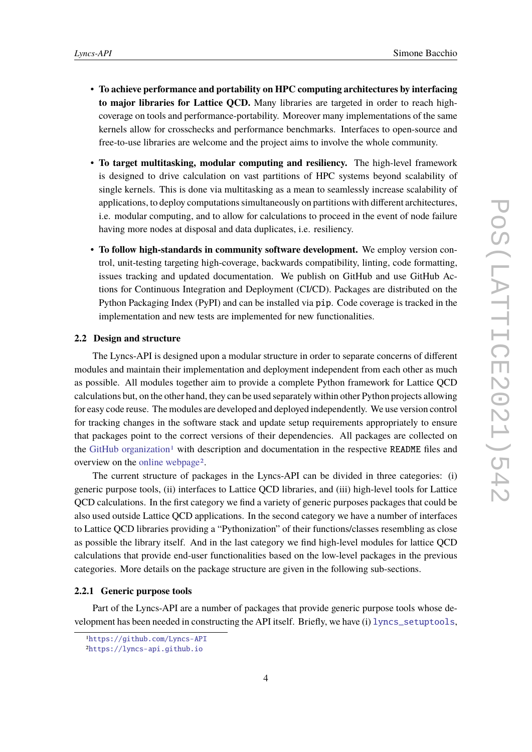- **To achieve performance and portability on HPC computing architectures by interfacing to major libraries for Lattice QCD.** Many libraries are targeted in order to reach high-coverage on tools and performance-portability. Moreover many implementations of the same kernels allow for crosschecks and performance benchmarks. Interfaces to open-source and free-to-use libraries are welcome and the project aims to involve the whole community.
- **To target multitasking, modular computing and resiliency.** The high-level framework is designed to drive calculation on vast partitions of HPC systems beyond scalability of single kernels. This is done via multitasking as a mean to seamlessly increase scalability of applications, to deploy computations simultaneously on partitions with different architectures, i.e. modular computing, and to allow for calculations to proceed in the event of node failure having more nodes at disposal and data duplicates, i.e. resiliency.
- **To follow high-standards in community software development.** We employ version control, unit-testing targeting high-coverage, backwards compatibility, linting, code formatting, issues tracking and updated documentation. We publish on GitHub and use GitHub Actions for Continuous Integration and Deployment (CI/CD). Packages are distributed on the Python Packaging Index (PyPI) and can be installed via `pip`. Code coverage is tracked in the implementation and new tests are implemented for new functionalities.

### 2.2 Design and structure

The Lyncs-API is designed upon a modular structure in order to separate concerns of different modules and maintain their implementation and deployment independent from each other as much as possible. All modules together aim to provide a complete Python framework for Lattice QCD calculations but, on the other hand, they can be used separately within other Python projects allowing for easy code reuse. The modules are developed and deployed independently. We use version control for tracking changes in the software stack and update setup requirements appropriately to ensure that packages point to the correct versions of their dependencies. All packages are collected on the GitHub organization[1] with description and documentation in the respective `README` files and overview on the online webpage[2].

The current structure of packages in the Lyncs-API can be divided in three categories: (i) generic purpose tools, (ii) interfaces to Lattice QCD libraries, and (iii) high-level tools for Lattice QCD calculations. In the first category we find a variety of generic purposes packages that could be also used outside Lattice QCD applications. In the second category we have a number of interfaces to Lattice QCD libraries providing a "Pythonization" of their functions/classes resembling as close as possible the library itself. And in the last category we find high-level modules for lattice QCD calculations that provide end-user functionalities based on the low-level packages in the previous categories. More details on the package structure are given in the following sub-sections.

#### 2.2.1 Generic purpose tools

Part of the Lyncs-API are a number of packages that provide generic purpose tools whose development has been needed in constructing the API itself. Briefly, we have (i) `lyncs_setuptools`,

[1] https://github.com/Lyncs-API

[2] https://lyncs-api.github.io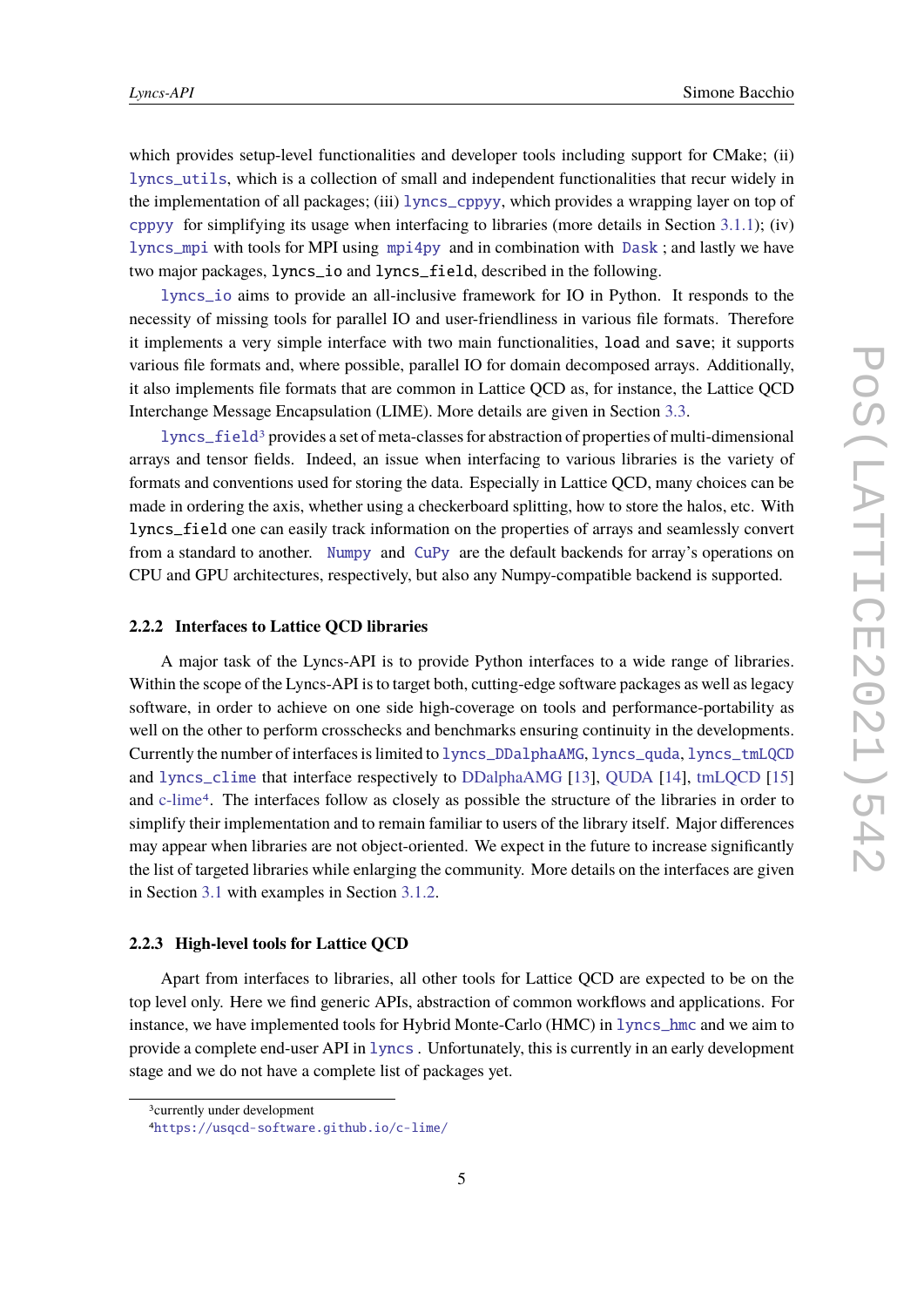which provides setup-level functionalities and developer tools including support for CMake; (ii) `lyncs_utils`, which is a collection of small and independent functionalities that recur widely in the implementation of all packages; (iii) `lyncs_cppyy`, which provides a wrapping layer on top of `cppyy` for simplifying its usage when interfacing to libraries (more details in Section 3.1.1); (iv) `lyncs_mpi` with tools for MPI using `mpi4py` and in combination with `Dask`; and lastly we have two major packages, `lyncs_io` and `lyncs_field`, described in the following.

`lyncs_io` aims to provide an all-inclusive framework for IO in Python. It responds to the necessity of missing tools for parallel IO and user-friendliness in various file formats. Therefore it implements a very simple interface with two main functionalities, `load` and `save`; it supports various file formats and, where possible, parallel IO for domain decomposed arrays. Additionally, it also implements file formats that are common in Lattice QCD as, for instance, the Lattice QCD Interchange Message Encapsulation (LIME). More details are given in Section 3.3.

`lyncs_field`[3] provides a set of meta-classes for abstraction of properties of multi-dimensional arrays and tensor fields. Indeed, an issue when interfacing to various libraries is the variety of formats and conventions used for storing the data. Especially in Lattice QCD, many choices can be made in ordering the axis, whether using a checkerboard splitting, how to store the halos, etc. With `lyncs_field` one can easily track information on the properties of arrays and seamlessly convert from a standard to another. `Numpy` and `CuPy` are the default backends for array's operations on CPU and GPU architectures, respectively, but also any Numpy-compatible backend is supported.

#### 2.2.2 Interfaces to Lattice QCD libraries

A major task of the Lyncs-API is to provide Python interfaces to a wide range of libraries. Within the scope of the Lyncs-API is to target both, cutting-edge software packages as well as legacy software, in order to achieve on one side high-coverage on tools and performance-portability as well on the other to perform crosschecks and benchmarks ensuring continuity in the developments. Currently the number of interfaces is limited to `lyncs_DDalphaAMG`, `lyncs_quda`, `lyncs_tmLQCD` and `lyncs_clime` that interface respectively to DDalphaAMG [13], QUDA [14], tmLQCD [15] and c-lime[4]. The interfaces follow as closely as possible the structure of the libraries in order to simplify their implementation and to remain familiar to users of the library itself. Major differences may appear when libraries are not object-oriented. We expect in the future to increase significantly the list of targeted libraries while enlarging the community. More details on the interfaces are given in Section 3.1 with examples in Section 3.1.2.

#### 2.2.3 High-level tools for Lattice QCD

Apart from interfaces to libraries, all other tools for Lattice QCD are expected to be on the top level only. Here we find generic APIs, abstraction of common workflows and applications. For instance, we have implemented tools for Hybrid Monte-Carlo (HMC) in `lyncs_hmc` and we aim to provide a complete end-user API in `lyncs`. Unfortunately, this is currently in an early development stage and we do not have a complete list of packages yet.

[3] currently under development

[4] https://usqcd-software.github.io/c-lime/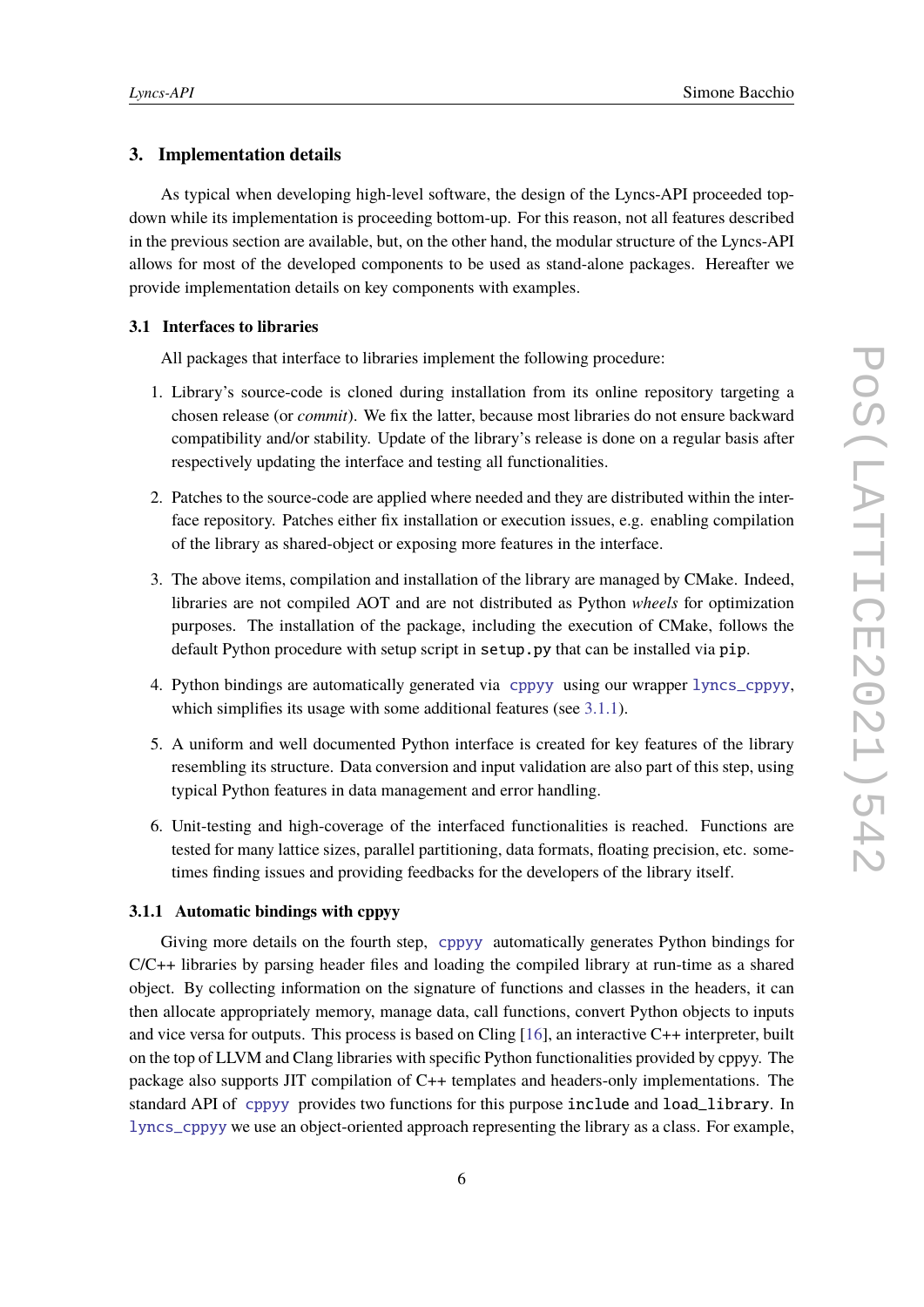## 3. Implementation details

As typical when developing high-level software, the design of the Lyncs-API proceeded top-down while its implementation is proceeding bottom-up. For this reason, not all features described in the previous section are available, but, on the other hand, the modular structure of the Lyncs-API allows for most of the developed components to be used as stand-alone packages. Hereafter we provide implementation details on key components with examples.

### 3.1 Interfaces to libraries

All packages that interface to libraries implement the following procedure:

1. Library's source-code is cloned during installation from its online repository targeting a chosen release (or *commit*). We fix the latter, because most libraries do not ensure backward compatibility and/or stability. Update of the library's release is done on a regular basis after respectively updating the interface and testing all functionalities.

2. Patches to the source-code are applied where needed and they are distributed within the interface repository. Patches either fix installation or execution issues, e.g. enabling compilation of the library as shared-object or exposing more features in the interface.

3. The above items, compilation and installation of the library are managed by CMake. Indeed, libraries are not compiled AOT and are not distributed as Python *wheels* for optimization purposes. The installation of the package, including the execution of CMake, follows the default Python procedure with setup script in `setup.py` that can be installed via `pip`.

4. Python bindings are automatically generated via `cppyy` using our wrapper `lyncs_cppyy`, which simplifies its usage with some additional features (see 3.1.1).

5. A uniform and well documented Python interface is created for key features of the library resembling its structure. Data conversion and input validation are also part of this step, using typical Python features in data management and error handling.

6. Unit-testing and high-coverage of the interfaced functionalities is reached. Functions are tested for many lattice sizes, parallel partitioning, data formats, floating precision, etc. sometimes finding issues and providing feedbacks for the developers of the library itself.

#### 3.1.1 Automatic bindings with cppyy

Giving more details on the fourth step, `cppyy` automatically generates Python bindings for C/C++ libraries by parsing header files and loading the compiled library at run-time as a shared object. By collecting information on the signature of functions and classes in the headers, it can then allocate appropriately memory, manage data, call functions, convert Python objects to inputs and vice versa for outputs. This process is based on Cling [16], an interactive C++ interpreter, built on the top of LLVM and Clang libraries with specific Python functionalities provided by cppyy. The package also supports JIT compilation of C++ templates and headers-only implementations. The standard API of `cppyy` provides two functions for this purpose `include` and `load_library`. In `lyncs_cppyy` we use an object-oriented approach representing the library as a class. For example,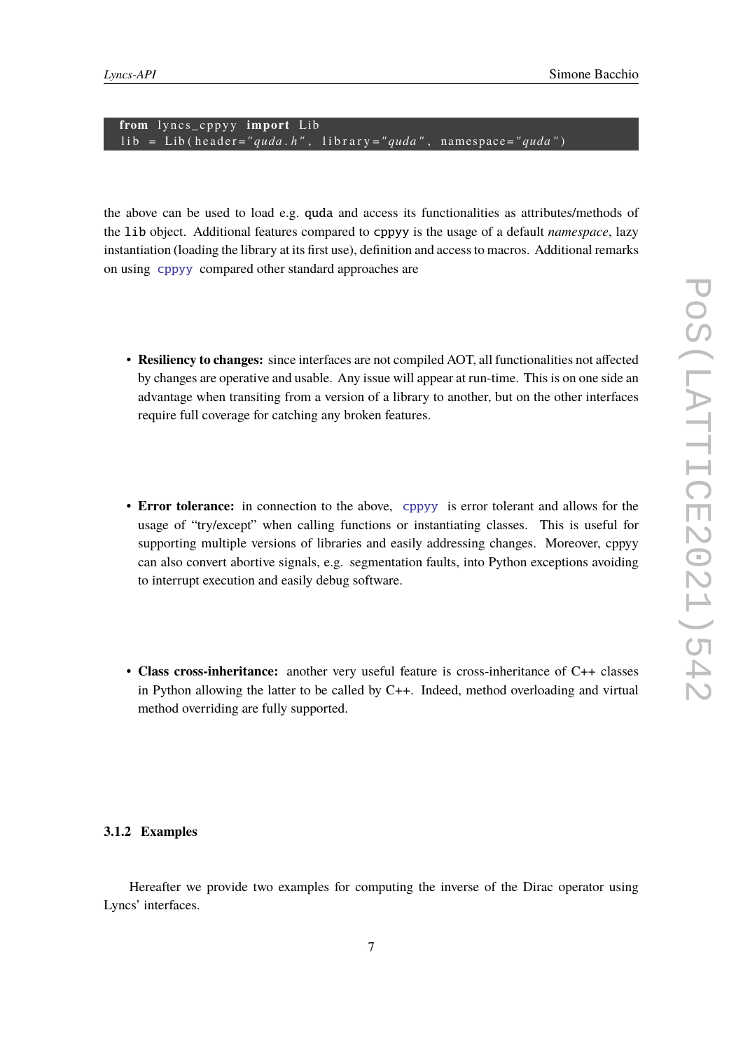```python
from lyncs_cppyy import Lib
lib = Lib(header="quda.h", library="quda", namespace="quda")
```

the above can be used to load e.g. `quda` and access its functionalities as attributes/methods of the `lib` object. Additional features compared to `cppyy` is the usage of a default *namespace*, lazy instantiation (loading the library at its first use), definition and access to macros. Additional remarks on using `cppyy` compared other standard approaches are

- **Resiliency to changes:** since interfaces are not compiled AOT, all functionalities not affected by changes are operative and usable. Any issue will appear at run-time. This is on one side an advantage when transiting from a version of a library to another, but on the other interfaces require full coverage for catching any broken features.

- **Error tolerance:** in connection to the above, `cppyy` is error tolerant and allows for the usage of "try/except" when calling functions or instantiating classes. This is useful for supporting multiple versions of libraries and easily addressing changes. Moreover, cppyy can also convert abortive signals, e.g. segmentation faults, into Python exceptions avoiding to interrupt execution and easily debug software.

- **Class cross-inheritance:** another very useful feature is cross-inheritance of C++ classes in Python allowing the latter to be called by C++. Indeed, method overloading and virtual method overriding are fully supported.

#### 3.1.2 Examples

Hereafter we provide two examples for computing the inverse of the Dirac operator using Lyncs' interfaces.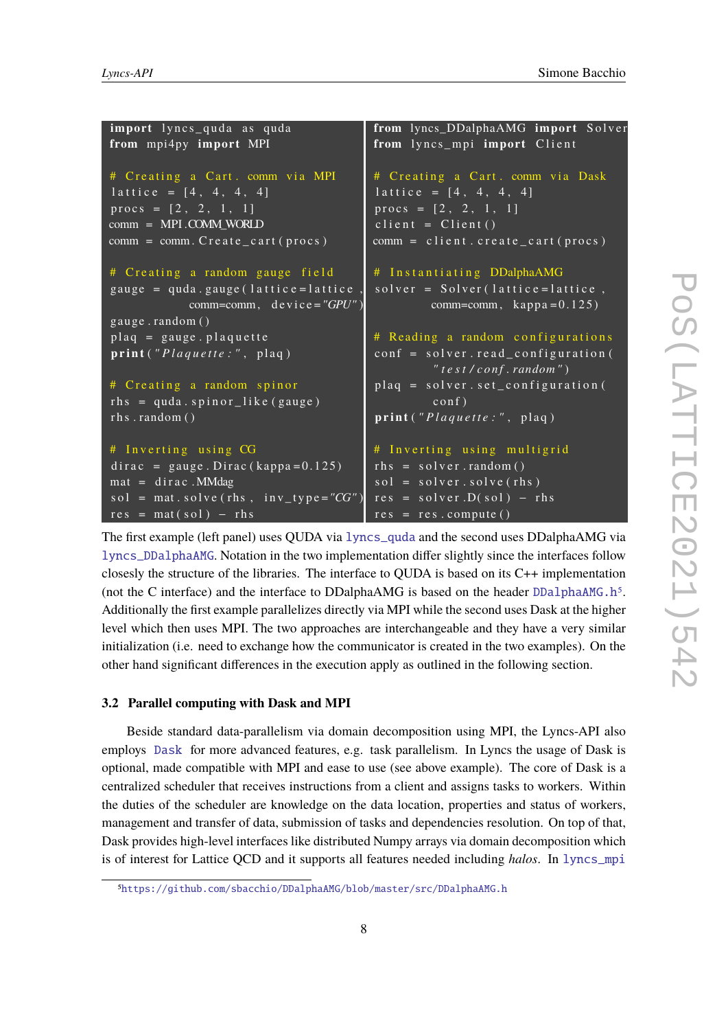```python
import lyncs_quda as quda
from mpi4py import MPI

# Creating a Cart. comm via MPI
lattice = [4, 4, 4, 4]
procs = [2, 2, 1, 1]
comm = MPI.COMM_WORLD
comm = comm.Create_cart(procs)

# Creating a random gauge field
gauge = quda.gauge(lattice=lattice,
          comm=comm, device="GPU")
gauge.random()
plaq = gauge.plaquette
print("Plaquette:", plaq)

# Creating a random spinor
rhs = quda.spinor_like(gauge)
rhs.random()

# Inverting using CG
dirac = gauge.Dirac(kappa=0.125)
mat = dirac.MMdag
sol = mat.solve(rhs, inv_type="CG")
res = mat(sol) - rhs
```

```python
from lyncs_DDalphaAMG import Solver
from lyncs_mpi import Client

# Creating a Cart. comm via Dask
lattice = [4, 4, 4, 4]
procs = [2, 2, 1, 1]
client = Client()
comm = client.create_cart(procs)

# Instantiating DDalphaAMG
solver = Solver(lattice=lattice,
          comm=comm, kappa=0.125)

# Reading a random configurations
conf = solver.read_configuration(
          "test/conf.random")
plaq = solver.set_configuration(
          conf)
print("Plaquette:", plaq)

# Inverting using multigrid
rhs = solver.random()
sol = solver.solve(rhs)
res = solver.D(sol) - rhs
res = res.compute()
```

The first example (left panel) uses QUDA via `lyncs_quda` and the second uses DDalphaAMG via `lyncs_DDalphaAMG`. Notation in the two implementation differ slightly since the interfaces follow closely the structure of the libraries. The interface to QUDA is based on its C++ implementation (not the C interface) and the interface to DDalphaAMG is based on the header `DDalphaAMG.h`[5]. Additionally the first example parallelizes directly via MPI while the second uses Dask at the higher level which then uses MPI. The two approaches are interchangeable and they have a very similar initialization (i.e. need to exchange how the communicator is created in the two examples). On the other hand significant differences in the execution apply as outlined in the following section.

### 3.2 Parallel computing with Dask and MPI

Beside standard data-parallelism via domain decomposition using MPI, the Lyncs-API also employs Dask for more advanced features, e.g. task parallelism. In Lyncs the usage of Dask is optional, made compatible with MPI and ease to use (see above example). The core of Dask is a centralized scheduler that receives instructions from a client and assigns tasks to workers. Within the duties of the scheduler are knowledge on the data location, properties and status of workers, management and transfer of data, submission of tasks and dependencies resolution. On top of that, Dask provides high-level interfaces like distributed Numpy arrays via domain decomposition which is of interest for Lattice QCD and it supports all features needed including *halos*. In `lyncs_mpi`

[5] https://github.com/sbacchio/DDalphaAMG/blob/master/src/DDalphaAMG.h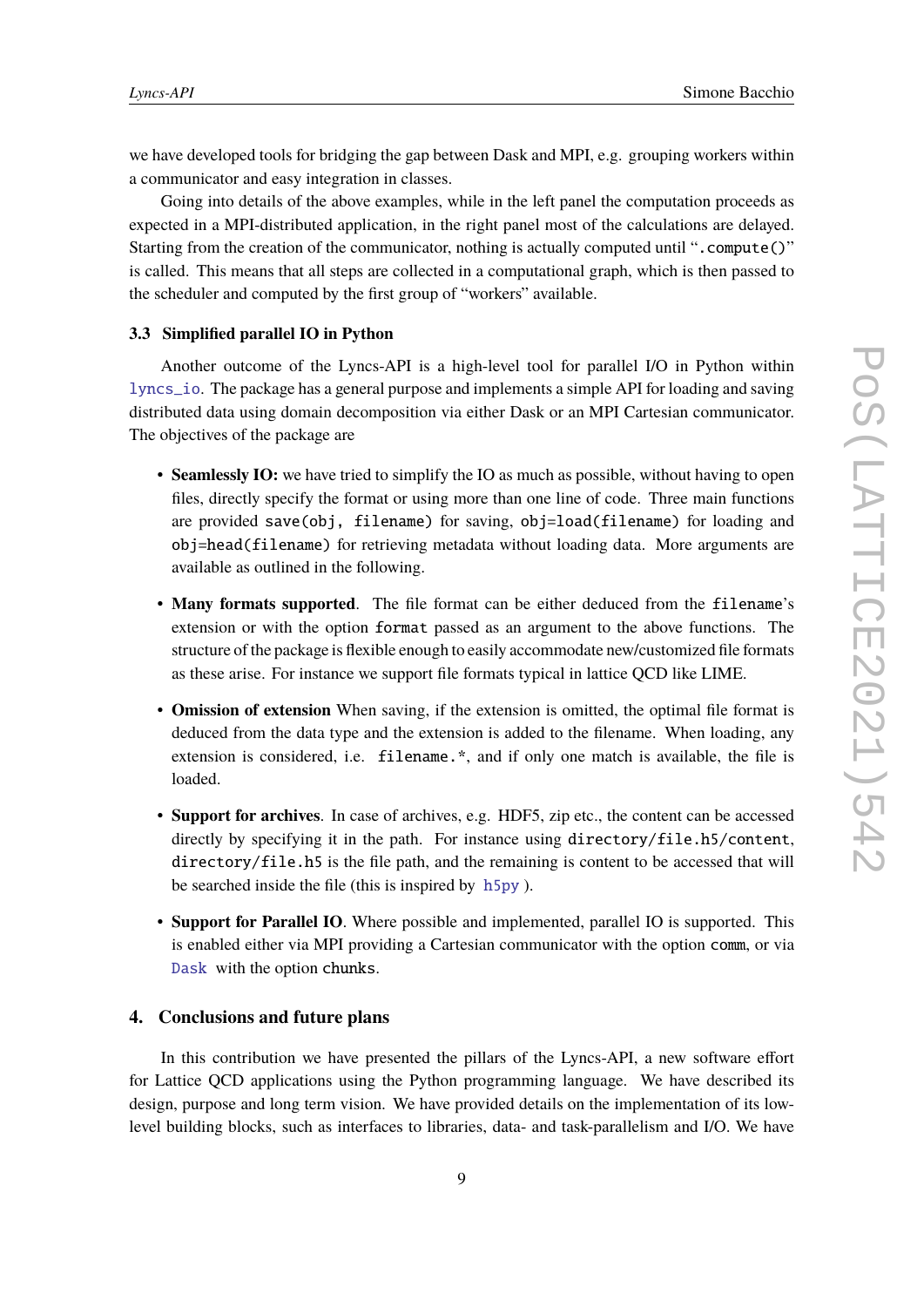we have developed tools for bridging the gap between Dask and MPI, e.g. grouping workers within a communicator and easy integration in classes.

Going into details of the above examples, while in the left panel the computation proceeds as expected in a MPI-distributed application, in the right panel most of the calculations are delayed. Starting from the creation of the communicator, nothing is actually computed until "`.compute()`" is called. This means that all steps are collected in a computational graph, which is then passed to the scheduler and computed by the first group of "workers" available.

### 3.3 Simplified parallel IO in Python

Another outcome of the Lyncs-API is a high-level tool for parallel I/O in Python within `lyncs_io`. The package has a general purpose and implements a simple API for loading and saving distributed data using domain decomposition via either Dask or an MPI Cartesian communicator. The objectives of the package are

- **Seamlessly IO:** we have tried to simplify the IO as much as possible, without having to open files, directly specify the format or using more than one line of code. Three main functions are provided `save(obj, filename)` for saving, `obj=load(filename)` for loading and `obj=head(filename)` for retrieving metadata without loading data. More arguments are available as outlined in the following.
- **Many formats supported**. The file format can be either deduced from the `filename`'s extension or with the option `format` passed as an argument to the above functions. The structure of the package is flexible enough to easily accommodate new/customized file formats as these arise. For instance we support file formats typical in lattice QCD like LIME.
- **Omission of extension** When saving, if the extension is omitted, the optimal file format is deduced from the data type and the extension is added to the filename. When loading, any extension is considered, i.e. `filename.*`, and if only one match is available, the file is loaded.
- **Support for archives**. In case of archives, e.g. HDF5, zip etc., the content can be accessed directly by specifying it in the path. For instance using `directory/file.h5/content`, `directory/file.h5` is the file path, and the remaining is content to be accessed that will be searched inside the file (this is inspired by `h5py` ).
- **Support for Parallel IO**. Where possible and implemented, parallel IO is supported. This is enabled either via MPI providing a Cartesian communicator with the option `comm`, or via `Dask` with the option `chunks`.

## 4. Conclusions and future plans

In this contribution we have presented the pillars of the Lyncs-API, a new software effort for Lattice QCD applications using the Python programming language. We have described its design, purpose and long term vision. We have provided details on the implementation of its low-level building blocks, such as interfaces to libraries, data- and task-parallelism and I/O. We have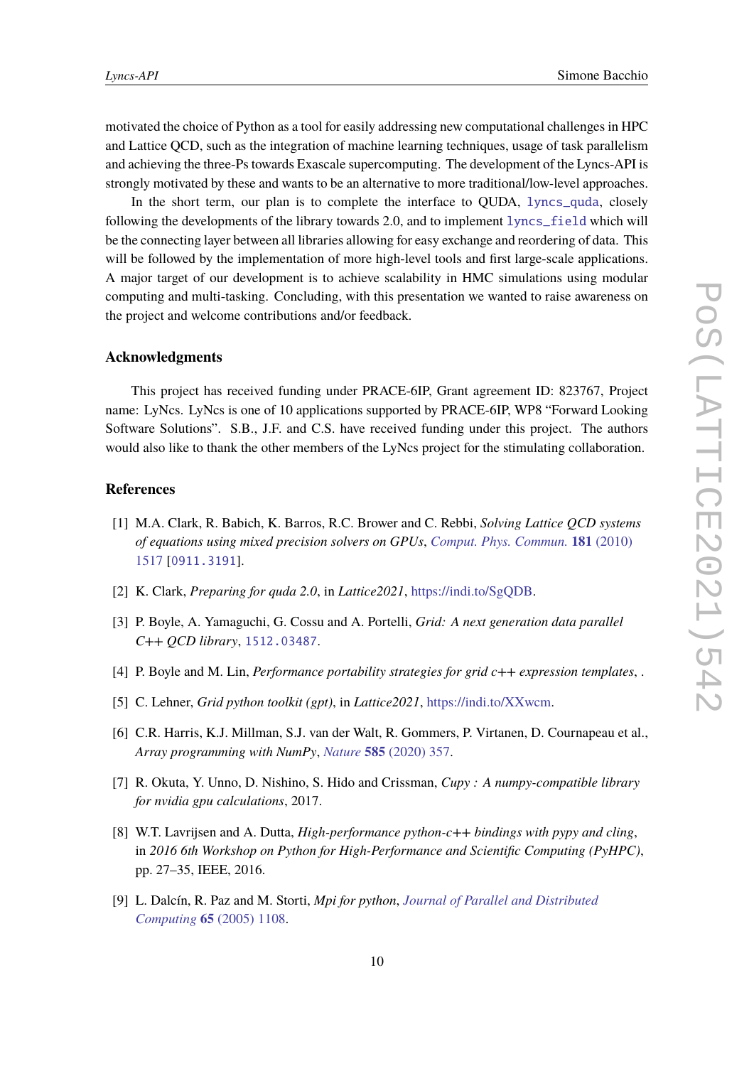motivated the choice of Python as a tool for easily addressing new computational challenges in HPC and Lattice QCD, such as the integration of machine learning techniques, usage of task parallelism and achieving the three-Ps towards Exascale supercomputing. The development of the Lyncs-API is strongly motivated by these and wants to be an alternative to more traditional/low-level approaches.

In the short term, our plan is to complete the interface to QUDA, `lyncs_quda`, closely following the developments of the library towards 2.0, and to implement `lyncs_field` which will be the connecting layer between all libraries allowing for easy exchange and reordering of data. This will be followed by the implementation of more high-level tools and first large-scale applications. A major target of our development is to achieve scalability in HMC simulations using modular computing and multi-tasking. Concluding, with this presentation we wanted to raise awareness on the project and welcome contributions and/or feedback.

## Acknowledgments

This project has received funding under PRACE-6IP, Grant agreement ID: 823767, Project name: LyNcs. LyNcs is one of 10 applications supported by PRACE-6IP, WP8 "Forward Looking Software Solutions". S.B., J.F. and C.S. have received funding under this project. The authors would also like to thank the other members of the LyNcs project for the stimulating collaboration.

## References

[1] M.A. Clark, R. Babich, K. Barros, R.C. Brower and C. Rebbi, *Solving Lattice QCD systems of equations using mixed precision solvers on GPUs*, Comput. Phys. Commun. **181** (2010) 1517 [0911.3191].

[2] K. Clark, *Preparing for quda 2.0*, in *Lattice2021*, https://indi.to/SgQDB.

[3] P. Boyle, A. Yamaguchi, G. Cossu and A. Portelli, *Grid: A next generation data parallel C++ QCD library*, 1512.03487.

[4] P. Boyle and M. Lin, *Performance portability strategies for grid c++ expression templates*, .

[5] C. Lehner, *Grid python toolkit (gpt)*, in *Lattice2021*, https://indi.to/XXwcm.

[6] C.R. Harris, K.J. Millman, S.J. van der Walt, R. Gommers, P. Virtanen, D. Cournapeau et al., *Array programming with NumPy*, Nature **585** (2020) 357.

[7] R. Okuta, Y. Unno, D. Nishino, S. Hido and Crissman, *Cupy : A numpy-compatible library for nvidia gpu calculations*, 2017.

[8] W.T. Lavrijsen and A. Dutta, *High-performance python-c++ bindings with pypy and cling*, in *2016 6th Workshop on Python for High-Performance and Scientific Computing (PyHPC)*, pp. 27–35, IEEE, 2016.

[9] L. Dalcín, R. Paz and M. Storti, *Mpi for python*, Journal of Parallel and Distributed Computing **65** (2005) 1108.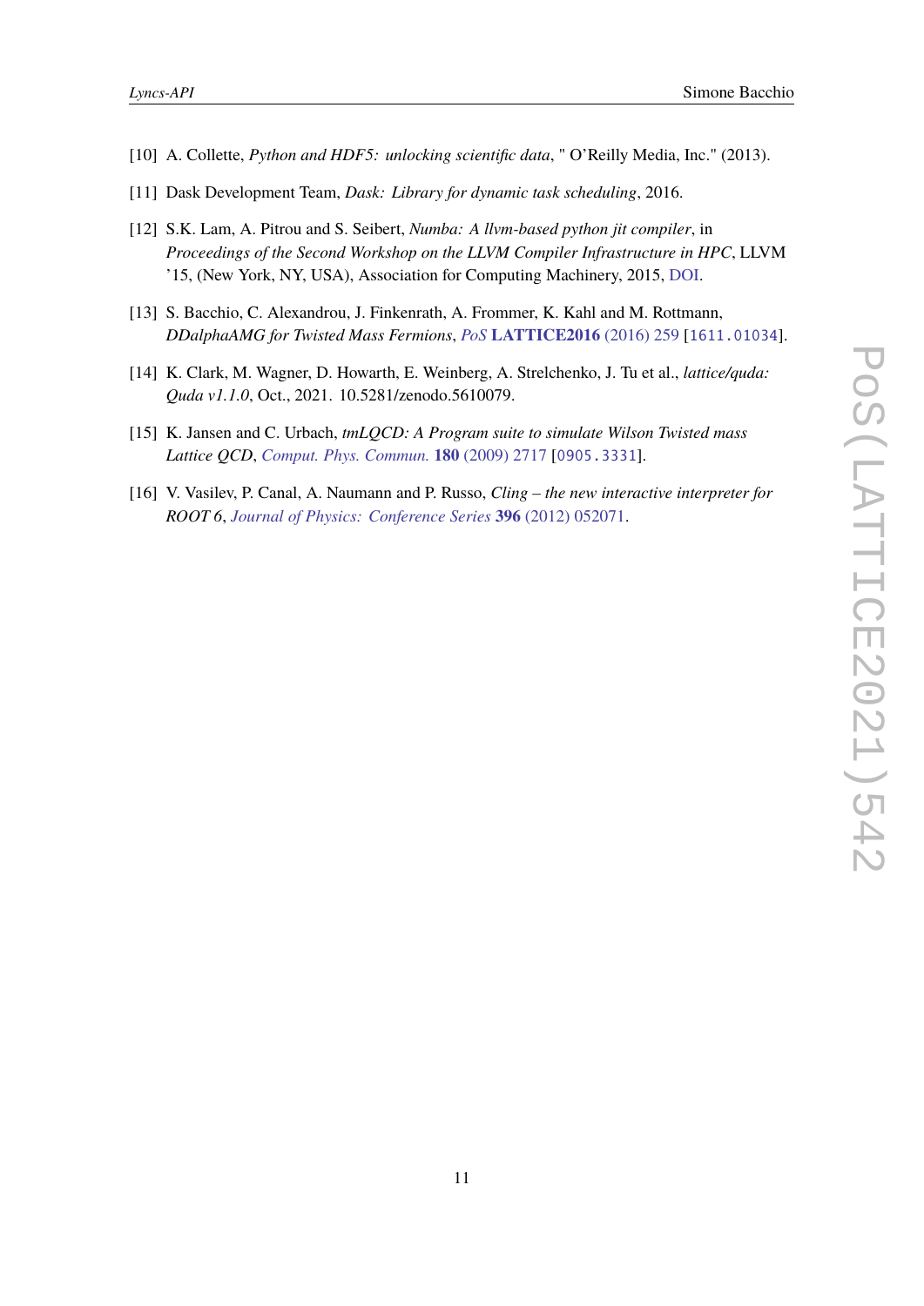[10] A. Collette, *Python and HDF5: unlocking scientific data*, " O'Reilly Media, Inc." (2013).

[11] Dask Development Team, *Dask: Library for dynamic task scheduling*, 2016.

[12] S.K. Lam, A. Pitrou and S. Seibert, *Numba: A llvm-based python jit compiler*, in *Proceedings of the Second Workshop on the LLVM Compiler Infrastructure in HPC*, LLVM '15, (New York, NY, USA), Association for Computing Machinery, 2015, DOI.

[13] S. Bacchio, C. Alexandrou, J. Finkenrath, A. Frommer, K. Kahl and M. Rottmann, *DDalphaAMG for Twisted Mass Fermions*, *PoS* **LATTICE2016** (2016) 259 [1611.01034].

[14] K. Clark, M. Wagner, D. Howarth, E. Weinberg, A. Strelchenko, J. Tu et al., *lattice/quda: Quda v1.1.0*, Oct., 2021. 10.5281/zenodo.5610079.

[15] K. Jansen and C. Urbach, *tmLQCD: A Program suite to simulate Wilson Twisted mass Lattice QCD*, *Comput. Phys. Commun.* **180** (2009) 2717 [0905.3331].

[16] V. Vasilev, P. Canal, A. Naumann and P. Russo, *Cling – the new interactive interpreter for ROOT 6*, *Journal of Physics: Conference Series* **396** (2012) 052071.